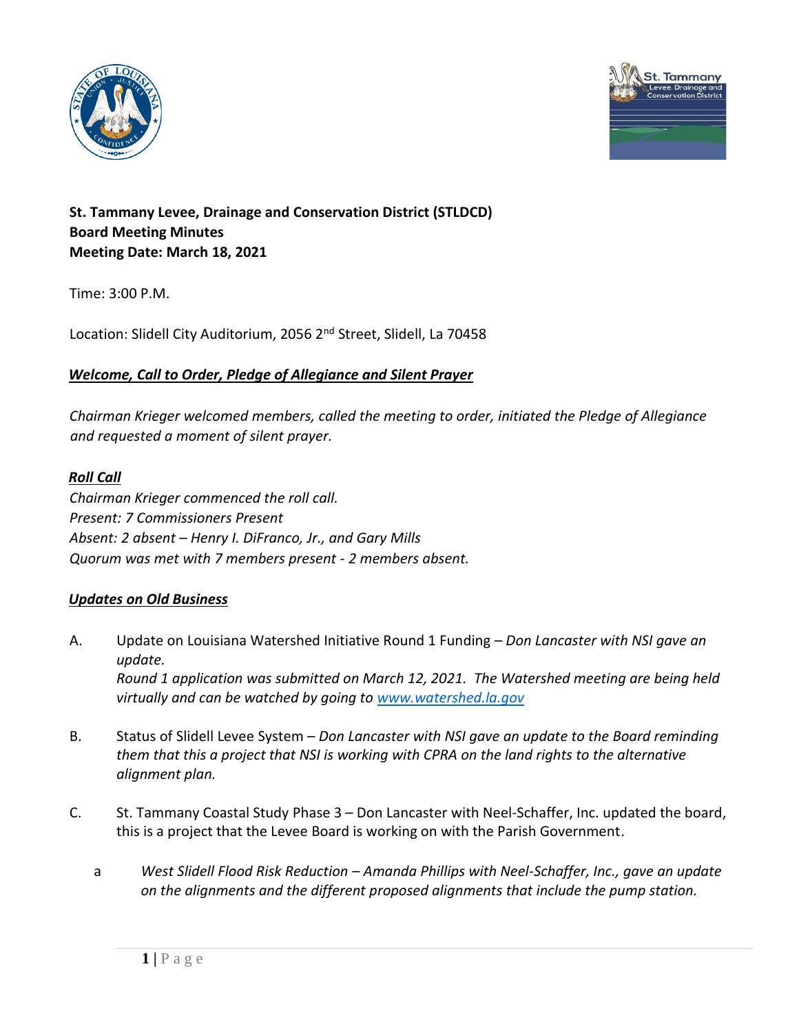**St. Tammany Levee, Drainage and Conservation District (STLDCD)**
**Board Meeting Minutes**
**Meeting Date: March 18, 2021**

Time: 3:00 P.M.

Location: Slidell City Auditorium, 2056 2nd Street, Slidell, La 70458

***Welcome, Call to Order, Pledge of Allegiance and Silent Prayer***

*Chairman Krieger welcomed members, called the meeting to order, initiated the Pledge of Allegiance and requested a moment of silent prayer.*

***Roll Call***

*Chairman Krieger commenced the roll call.*
*Present: 7 Commissioners Present*
*Absent: 2 absent – Henry I. DiFranco, Jr., and Gary Mills*
*Quorum was met with 7 members present - 2 members absent.*

***Updates on Old Business***

A. Update on Louisiana Watershed Initiative Round 1 Funding – *Don Lancaster with NSI gave an update.*
*Round 1 application was submitted on March 12, 2021. The Watershed meeting are being held virtually and can be watched by going to [www.watershed.la.gov](http://www.watershed.la.gov)*

B. Status of Slidell Levee System – *Don Lancaster with NSI gave an update to the Board reminding them that this a project that NSI is working with CPRA on the land rights to the alternative alignment plan.*

C. St. Tammany Coastal Study Phase 3 – Don Lancaster with Neel-Schaffer, Inc. updated the board, this is a project that the Levee Board is working on with the Parish Government.

   a. *West Slidell Flood Risk Reduction – Amanda Phillips with Neel-Schaffer, Inc., gave an update on the alignments and the different proposed alignments that include the pump station.*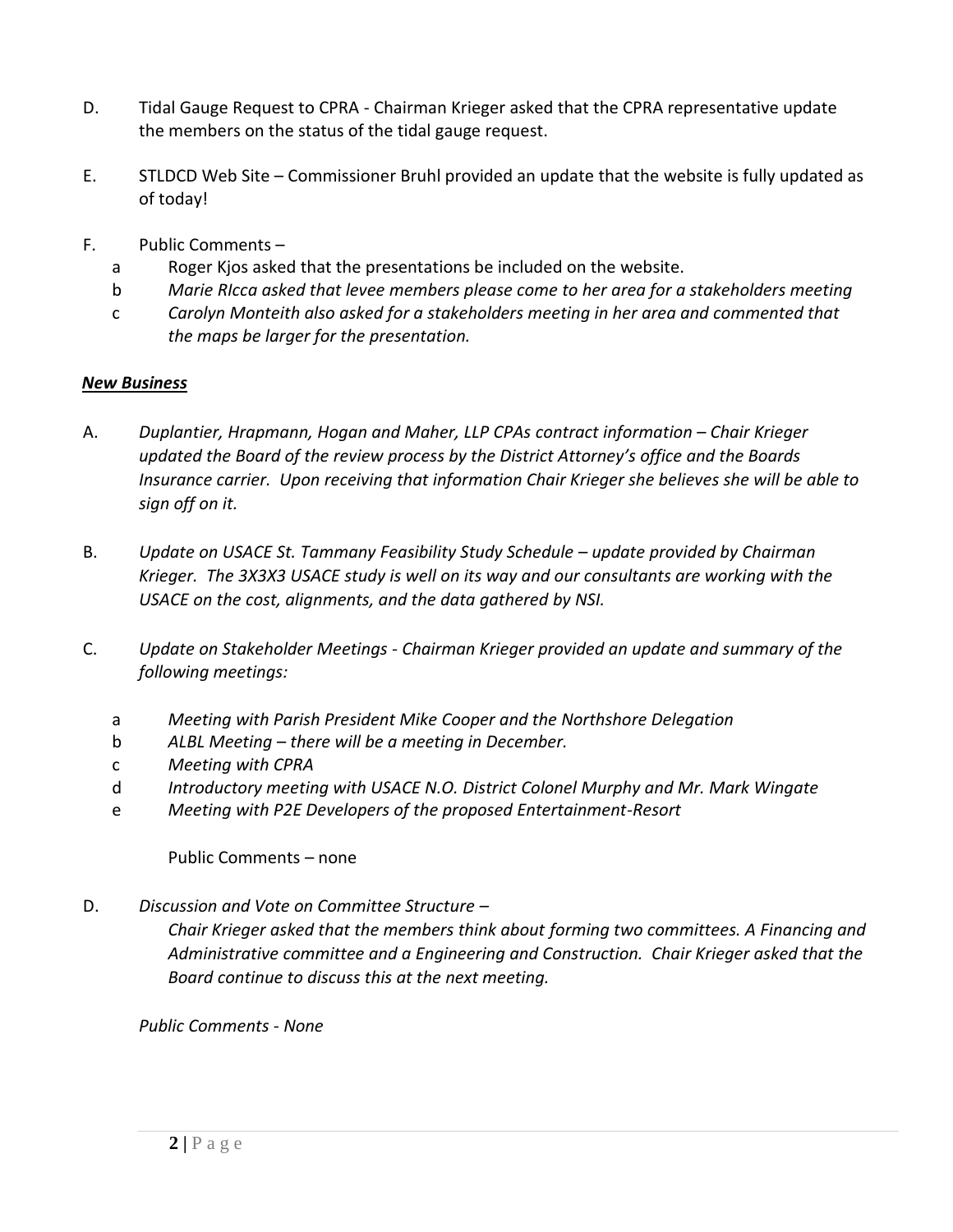D. Tidal Gauge Request to CPRA - Chairman Krieger asked that the CPRA representative update the members on the status of the tidal gauge request.

E. STLDCD Web Site – Commissioner Bruhl provided an update that the website is fully updated as of today!

F. Public Comments –

   a Roger Kjos asked that the presentations be included on the website.

   b *Marie RIcca asked that levee members please come to her area for a stakeholders meeting*

   c *Carolyn Monteith also asked for a stakeholders meeting in her area and commented that the maps be larger for the presentation.*

***New Business***

A. *Duplantier, Hrapmann, Hogan and Maher, LLP CPAs contract information – Chair Krieger updated the Board of the review process by the District Attorney's office and the Boards Insurance carrier. Upon receiving that information Chair Krieger she believes she will be able to sign off on it.*

B. *Update on USACE St. Tammany Feasibility Study Schedule – update provided by Chairman Krieger. The 3X3X3 USACE study is well on its way and our consultants are working with the USACE on the cost, alignments, and the data gathered by NSI.*

C. *Update on Stakeholder Meetings - Chairman Krieger provided an update and summary of the following meetings:*

   a *Meeting with Parish President Mike Cooper and the Northshore Delegation*

   b *ALBL Meeting – there will be a meeting in December.*

   c *Meeting with CPRA*

   d *Introductory meeting with USACE N.O. District Colonel Murphy and Mr. Mark Wingate*

   e *Meeting with P2E Developers of the proposed Entertainment-Resort*

   Public Comments – none

D. *Discussion and Vote on Committee Structure –*

   *Chair Krieger asked that the members think about forming two committees. A Financing and Administrative committee and a Engineering and Construction. Chair Krieger asked that the Board continue to discuss this at the next meeting.*

   *Public Comments - None*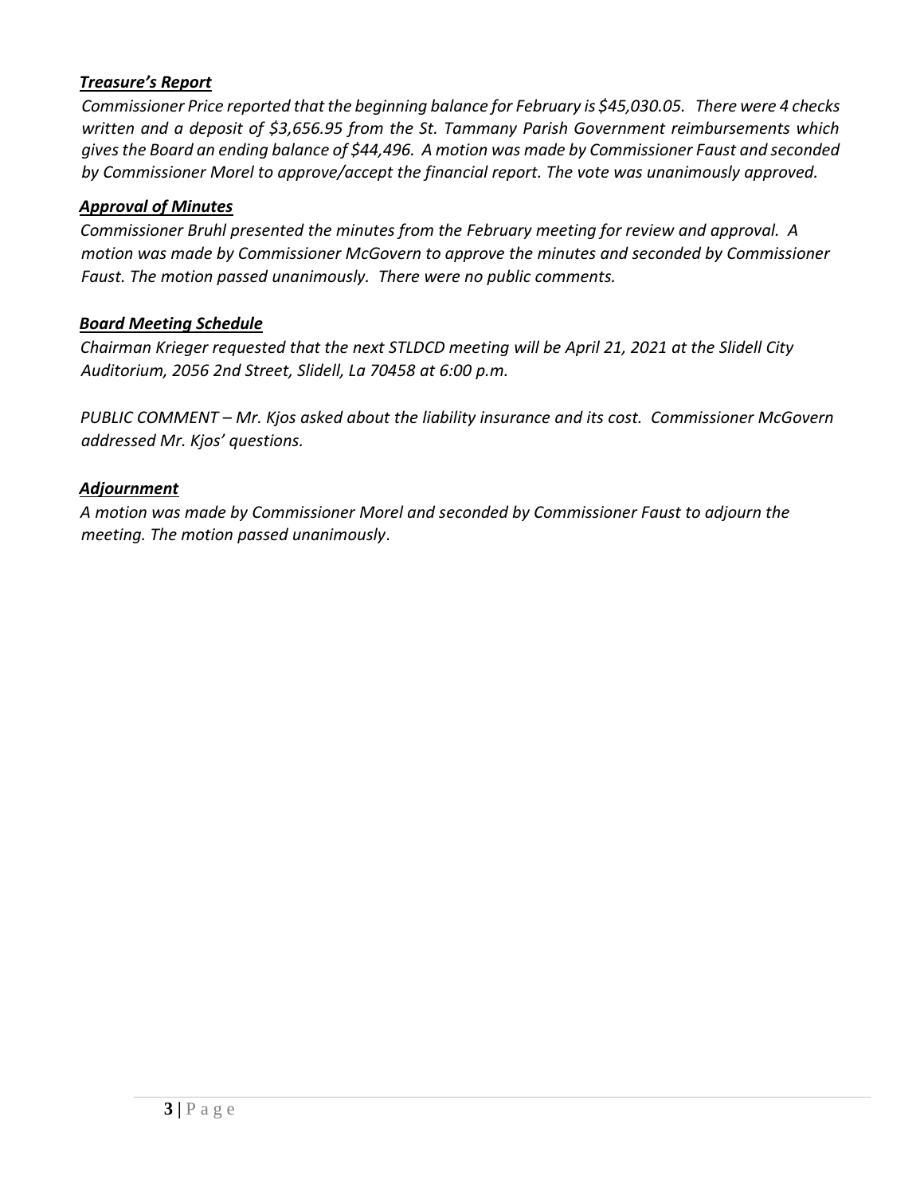***Treasure's Report***

*Commissioner Price reported that the beginning balance for February is $45,030.05. There were 4 checks written and a deposit of $3,656.95 from the St. Tammany Parish Government reimbursements which gives the Board an ending balance of $44,496. A motion was made by Commissioner Faust and seconded by Commissioner Morel to approve/accept the financial report. The vote was unanimously approved.*

***Approval of Minutes***

*Commissioner Bruhl presented the minutes from the February meeting for review and approval. A motion was made by Commissioner McGovern to approve the minutes and seconded by Commissioner Faust. The motion passed unanimously. There were no public comments.*

***Board Meeting Schedule***

*Chairman Krieger requested that the next STLDCD meeting will be April 21, 2021 at the Slidell City Auditorium, 2056 2nd Street, Slidell, La 70458 at 6:00 p.m.*

*PUBLIC COMMENT – Mr. Kjos asked about the liability insurance and its cost. Commissioner McGovern addressed Mr. Kjos' questions.*

***Adjournment***

*A motion was made by Commissioner Morel and seconded by Commissioner Faust to adjourn the meeting. The motion passed unanimously*.